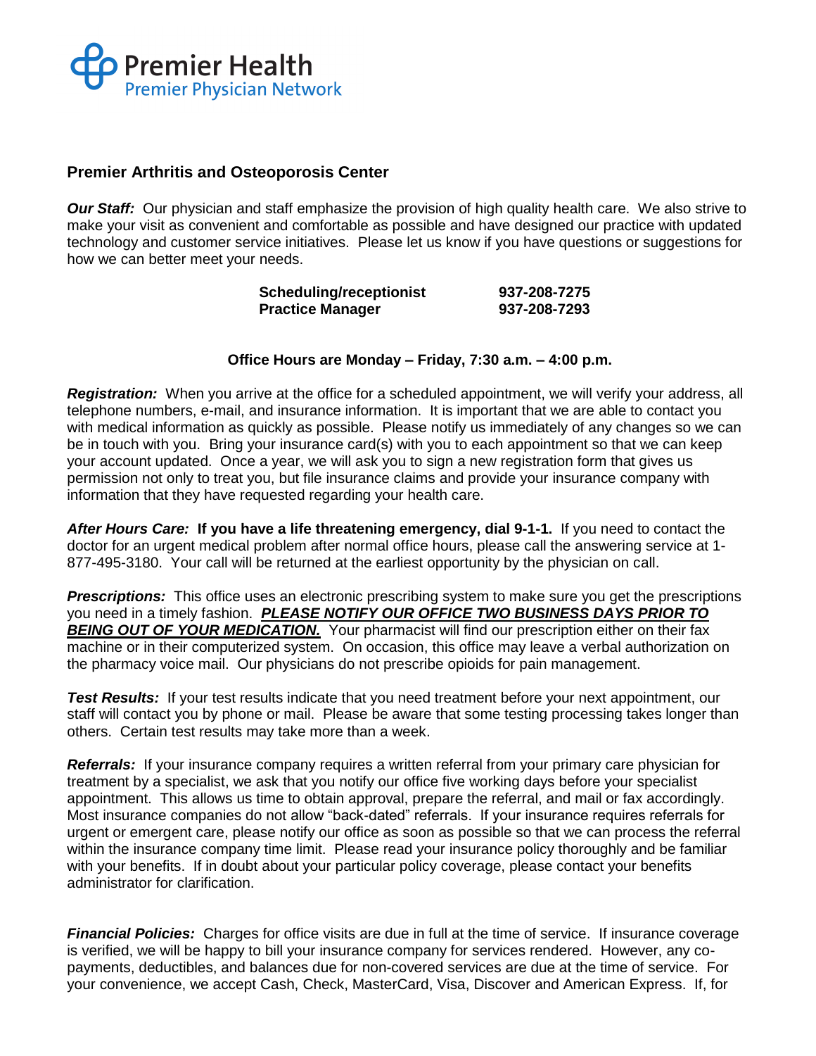Premier Health

Premier Physician Network

## Premier Arthritis and Osteoporosis Center

***Our Staff:*** Our physician and staff emphasize the provision of high quality health care. We also strive to make your visit as convenient and comfortable as possible and have designed our practice with updated technology and customer service initiatives. Please let us know if you have questions or suggestions for how we can better meet your needs.

| | |
|---|---|
| **Scheduling/receptionist** | **937-208-7275** |
| **Practice Manager** | **937-208-7293** |

**Office Hours are Monday – Friday, 7:30 a.m. – 4:00 p.m.**

***Registration:*** When you arrive at the office for a scheduled appointment, we will verify your address, all telephone numbers, e-mail, and insurance information. It is important that we are able to contact you with medical information as quickly as possible. Please notify us immediately of any changes so we can be in touch with you. Bring your insurance card(s) with you to each appointment so that we can keep your account updated. Once a year, we will ask you to sign a new registration form that gives us permission not only to treat you, but file insurance claims and provide your insurance company with information that they have requested regarding your health care.

***After Hours Care:*** **If you have a life threatening emergency, dial 9-1-1.** If you need to contact the doctor for an urgent medical problem after normal office hours, please call the answering service at 1-877-495-3180. Your call will be returned at the earliest opportunity by the physician on call.

***Prescriptions:*** This office uses an electronic prescribing system to make sure you get the prescriptions you need in a timely fashion. ***PLEASE NOTIFY OUR OFFICE TWO BUSINESS DAYS PRIOR TO BEING OUT OF YOUR MEDICATION.*** Your pharmacist will find our prescription either on their fax machine or in their computerized system. On occasion, this office may leave a verbal authorization on the pharmacy voice mail. Our physicians do not prescribe opioids for pain management.

***Test Results:*** If your test results indicate that you need treatment before your next appointment, our staff will contact you by phone or mail. Please be aware that some testing processing takes longer than others. Certain test results may take more than a week.

***Referrals:*** If your insurance company requires a written referral from your primary care physician for treatment by a specialist, we ask that you notify our office five working days before your specialist appointment. This allows us time to obtain approval, prepare the referral, and mail or fax accordingly. Most insurance companies do not allow "back-dated" referrals. If your insurance requires referrals for urgent or emergent care, please notify our office as soon as possible so that we can process the referral within the insurance company time limit. Please read your insurance policy thoroughly and be familiar with your benefits. If in doubt about your particular policy coverage, please contact your benefits administrator for clarification.

***Financial Policies:*** Charges for office visits are due in full at the time of service. If insurance coverage is verified, we will be happy to bill your insurance company for services rendered. However, any co-payments, deductibles, and balances due for non-covered services are due at the time of service. For your convenience, we accept Cash, Check, MasterCard, Visa, Discover and American Express. If, for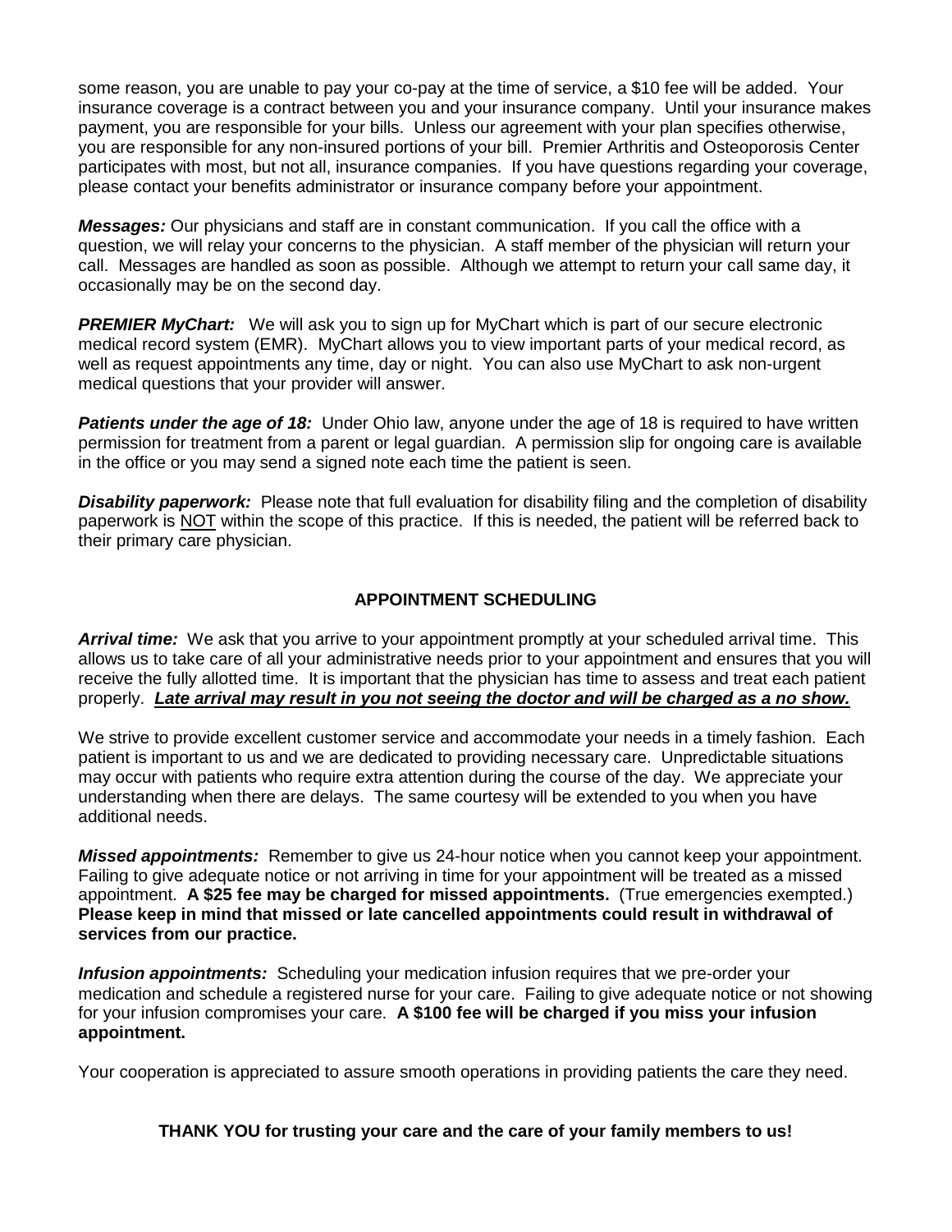some reason, you are unable to pay your co-pay at the time of service, a $10 fee will be added. Your insurance coverage is a contract between you and your insurance company. Until your insurance makes payment, you are responsible for your bills. Unless our agreement with your plan specifies otherwise, you are responsible for any non-insured portions of your bill. Premier Arthritis and Osteoporosis Center participates with most, but not all, insurance companies. If you have questions regarding your coverage, please contact your benefits administrator or insurance company before your appointment.

***Messages:*** Our physicians and staff are in constant communication. If you call the office with a question, we will relay your concerns to the physician. A staff member of the physician will return your call. Messages are handled as soon as possible. Although we attempt to return your call same day, it occasionally may be on the second day.

***PREMIER MyChart:*** We will ask you to sign up for MyChart which is part of our secure electronic medical record system (EMR). MyChart allows you to view important parts of your medical record, as well as request appointments any time, day or night. You can also use MyChart to ask non-urgent medical questions that your provider will answer.

***Patients under the age of 18:*** Under Ohio law, anyone under the age of 18 is required to have written permission for treatment from a parent or legal guardian. A permission slip for ongoing care is available in the office or you may send a signed note each time the patient is seen.

***Disability paperwork:*** Please note that full evaluation for disability filing and the completion of disability paperwork is <u>NOT</u> within the scope of this practice. If this is needed, the patient will be referred back to their primary care physician.

## APPOINTMENT SCHEDULING

***Arrival time:*** We ask that you arrive to your appointment promptly at your scheduled arrival time. This allows us to take care of all your administrative needs prior to your appointment and ensures that you will receive the fully allotted time. It is important that the physician has time to assess and treat each patient properly. ***<u>Late arrival may result in you not seeing the doctor and will be charged as a no show.</u>***

We strive to provide excellent customer service and accommodate your needs in a timely fashion. Each patient is important to us and we are dedicated to providing necessary care. Unpredictable situations may occur with patients who require extra attention during the course of the day. We appreciate your understanding when there are delays. The same courtesy will be extended to you when you have additional needs.

***Missed appointments:*** Remember to give us 24-hour notice when you cannot keep your appointment. Failing to give adequate notice or not arriving in time for your appointment will be treated as a missed appointment. **A $25 fee may be charged for missed appointments.** (True emergencies exempted.) **Please keep in mind that missed or late cancelled appointments could result in withdrawal of services from our practice.**

***Infusion appointments:*** Scheduling your medication infusion requires that we pre-order your medication and schedule a registered nurse for your care. Failing to give adequate notice or not showing for your infusion compromises your care. **A $100 fee will be charged if you miss your infusion appointment.**

Your cooperation is appreciated to assure smooth operations in providing patients the care they need.

**THANK YOU for trusting your care and the care of your family members to us!**